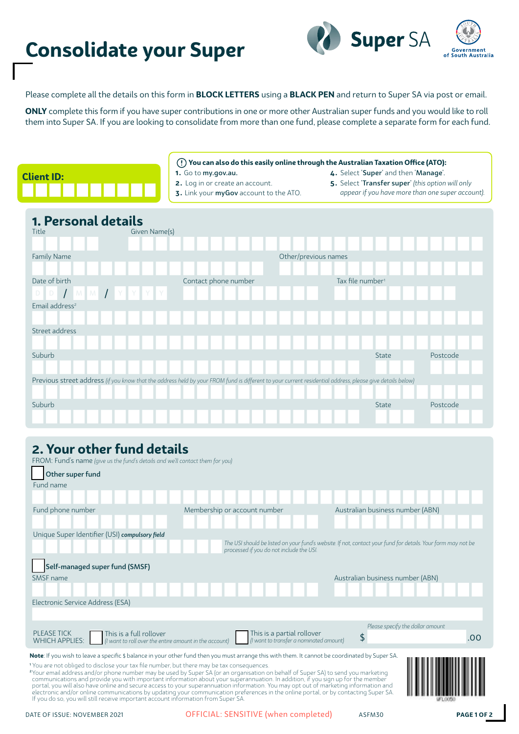# Consolidate your Super

Super SA

Government of South Australia

Please complete all the details on this form in **BLOCK LETTERS** using a **BLACK PEN** and return to Super SA via post or email.

**ONLY** complete this form if you have super contributions in one or more other Australian super funds and you would like to roll them into Super SA. If you are looking to consolidate from more than one fund, please complete a separate form for each fund.

**Client ID:**

**You can also do this easily online through the Australian Taxation Office (ATO):**

1. Go to **my.gov.au**.
2. Log in or create an account.
3. Link your **myGov** account to the ATO.
4. Select '**Super**' and then '**Manage**'.
5. Select '**Transfer super**' *(this option will only appear if you have more than one super account).*

## 1. Personal details

Title

Given Name(s)

Family Name

Other/previous names

Date of birth D D / M M / Y Y Y Y

Contact phone number

Tax file number[1]

Email address[2]

Street address

Suburb

State

Postcode

Previous street address *(if you know that the address held by your FROM fund is different to your current residential address, please give details below)*

Suburb

State

Postcode

## 2. Your other fund details

FROM: Fund's name *(give us the fund's details and we'll contact them for you)*

☐ **Other super fund**

Fund name

Fund phone number

Membership or account number

Australian business number (ABN)

Unique Super Identifier (USI) ***compulsory field***

*The USI should be listed on your fund's website. If not, contact your fund for details. Your form may not be processed if you do not include the USI.*

☐ **Self-managed super fund (SMSF)**

SMSF name

Australian business number (ABN)

Electronic Service Address (ESA)

PLEASE TICK WHICH APPLIES:

☐ This is a full rollover *(I want to roll over the entire amount in the account)*

☐ This is a partial rollover *(I want to transfer a nominated amount)*

*Please specify the dollar amount* $ .00

**Note**: If you wish to leave a specific $ balance in your other fund then you must arrange this with them. It cannot be coordinated by Super SA.

[1] You are not obliged to disclose your tax file number, but there may be tax consequences.

[2] Your email address and/or phone number may be used by Super SA (or an organisation on behalf of Super SA) to send you marketing communications and provide you with important information about your superannuation. In addition, if you sign up for the member portal, you will also have online and secure access to your superannuation information. You may opt out of marketing information and electronic and/or online communications by updating your communication preferences in the online portal, or by contacting Super SA. If you do so, you will still receive important account information from Super SA.

DATE OF ISSUE: NOVEMBER 2021

OFFICIAL: SENSITIVE (when completed)

ASFM30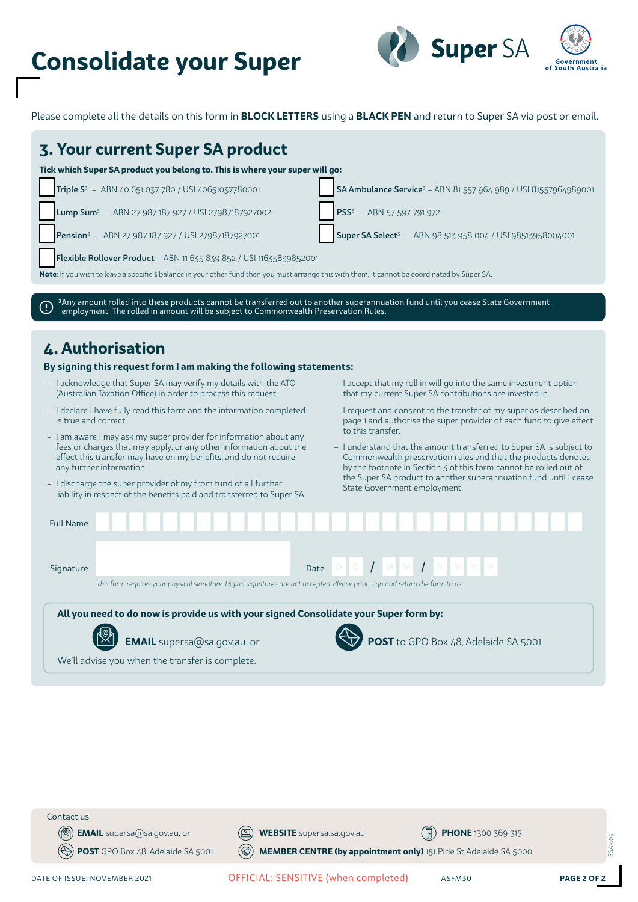# Consolidate your Super

Super SA

Government of South Australia

Please complete all the details on this form in **BLOCK LETTERS** using a **BLACK PEN** and return to Super SA via post or email.

## 3. Your current Super SA product

**Tick which Super SA product you belong to. This is where your super will go:**

- ☐ **Triple S**[3] – ABN 40 651 037 780 / USI 40651037780001
- ☐ **Lump Sum**[3] – ABN 27 987 187 927 / USI 27987187927002
- ☐ **Pension**[3] – ABN 27 987 187 927 / USI 27987187927001
- ☐ **Flexible Rollover Product** – ABN 11 635 839 852 / USI 11635839852001
- ☐ **SA Ambulance Service**[3] – ABN 81 557 964 989 / USI 81557964989001
- ☐ **PSS**[3] – ABN 57 597 791 972
- ☐ **Super SA Select**[3] – ABN 98 513 958 004 / USI 98513958004001

**Note**: If you wish to leave a specific $ balance in your other fund then you must arrange this with them. It cannot be coordinated by Super SA.

[3]Any amount rolled into these products cannot be transferred out to another superannuation fund until you cease State Government employment. The rolled in amount will be subject to Commonwealth Preservation Rules.

## 4. Authorisation

**By signing this request form I am making the following statements:**

- I acknowledge that Super SA may verify my details with the ATO (Australian Taxation Office) in order to process this request.
- I declare I have fully read this form and the information completed is true and correct.
- I am aware I may ask my super provider for information about any fees or charges that may apply, or any other information about the effect this transfer may have on my benefits, and do not require any further information.
- I discharge the super provider of my from fund of all further liability in respect of the benefits paid and transferred to Super SA.
- I accept that my roll in will go into the same investment option that my current Super SA contributions are invested in.
- I request and consent to the transfer of my super as described on page 1 and authorise the super provider of each fund to give effect to this transfer.
- I understand that the amount transferred to Super SA is subject to Commonwealth preservation rules and that the products denoted by the footnote in Section 3 of this form cannot be rolled out of the Super SA product to another superannuation fund until I cease State Government employment.

Full Name ______________________________

Signature ______________________________ Date D D / M M / Y Y Y Y

*This form requires your physical signature. Digital signatures are not accepted. Please print, sign and return the form to us.*

**All you need to do now is provide us with your signed Consolidate your Super form by:**

**EMAIL** supersa@sa.gov.au, or

**POST** to GPO Box 48, Adelaide SA 5001

We'll advise you when the transfer is complete.

Contact us

**EMAIL** supersa@sa.gov.au, or

**POST** GPO Box 48, Adelaide SA 5001

**WEBSITE** supersa.sa.gov.au

**MEMBER CENTRE (by appointment only)** 151 Pirie St Adelaide SA 5000

**PHONE** 1300 369 315

SSA1405

DATE OF ISSUE: NOVEMBER 2021 OFFICIAL: SENSITIVE (when completed) ASFM30